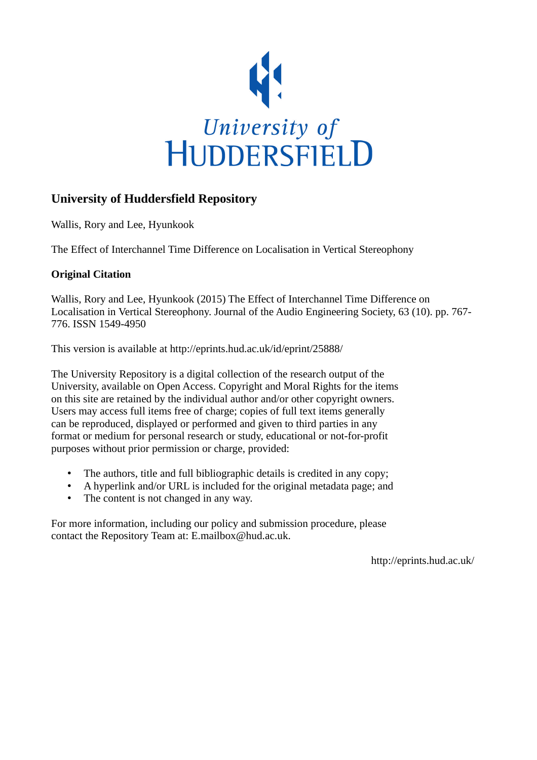University of
HUDDERSFIELD

# University of Huddersfield Repository

Wallis, Rory and Lee, Hyunkook

The Effect of Interchannel Time Difference on Localisation in Vertical Stereophony

### Original Citation

Wallis, Rory and Lee, Hyunkook (2015) The Effect of Interchannel Time Difference on Localisation in Vertical Stereophony. Journal of the Audio Engineering Society, 63 (10). pp. 767-776. ISSN 1549-4950

This version is available at http://eprints.hud.ac.uk/id/eprint/25888/

The University Repository is a digital collection of the research output of the University, available on Open Access. Copyright and Moral Rights for the items on this site are retained by the individual author and/or other copyright owners. Users may access full items free of charge; copies of full text items generally can be reproduced, displayed or performed and given to third parties in any format or medium for personal research or study, educational or not-for-profit purposes without prior permission or charge, provided:

- The authors, title and full bibliographic details is credited in any copy;
- A hyperlink and/or URL is included for the original metadata page; and
- The content is not changed in any way.

For more information, including our policy and submission procedure, please contact the Repository Team at: E.mailbox@hud.ac.uk.

http://eprints.hud.ac.uk/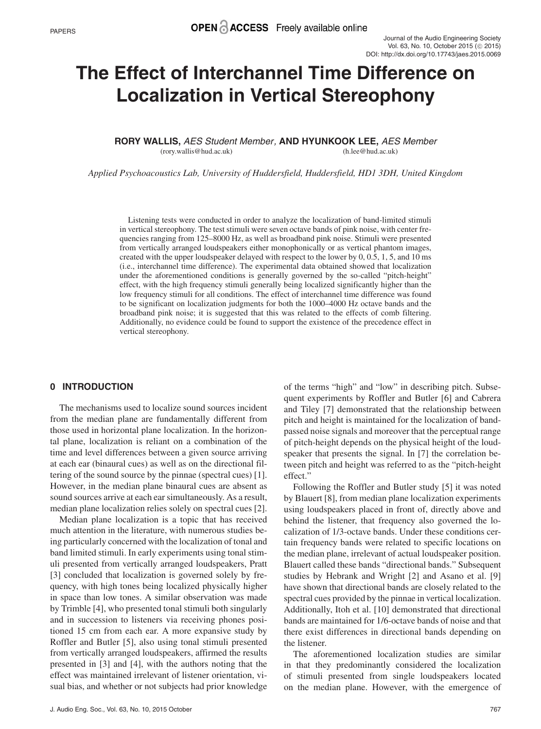# The Effect of Interchannel Time Difference on Localization in Vertical Stereophony

**RORY WALLIS,** *AES Student Member,* **AND HYUNKOOK LEE,** *AES Member*
(rory.wallis@hud.ac.uk) (h.lee@hud.ac.uk)

*Applied Psychoacoustics Lab, University of Huddersfield, Huddersfield, HD1 3DH, United Kingdom*

Listening tests were conducted in order to analyze the localization of band-limited stimuli in vertical stereophony. The test stimuli were seven octave bands of pink noise, with center frequencies ranging from 125–8000 Hz, as well as broadband pink noise. Stimuli were presented from vertically arranged loudspeakers either monophonically or as vertical phantom images, created with the upper loudspeaker delayed with respect to the lower by 0, 0.5, 1, 5, and 10 ms (i.e., interchannel time difference). The experimental data obtained showed that localization under the aforementioned conditions is generally governed by the so-called "pitch-height" effect, with the high frequency stimuli generally being localized significantly higher than the low frequency stimuli for all conditions. The effect of interchannel time difference was found to be significant on localization judgments for both the 1000–4000 Hz octave bands and the broadband pink noise; it is suggested that this was related to the effects of comb filtering. Additionally, no evidence could be found to support the existence of the precedence effect in vertical stereophony.

## 0 INTRODUCTION

The mechanisms used to localize sound sources incident from the median plane are fundamentally different from those used in horizontal plane localization. In the horizontal plane, localization is reliant on a combination of the time and level differences between a given source arriving at each ear (binaural cues) as well as on the directional filtering of the sound source by the pinnae (spectral cues) [1]. However, in the median plane binaural cues are absent as sound sources arrive at each ear simultaneously. As a result, median plane localization relies solely on spectral cues [2].

Median plane localization is a topic that has received much attention in the literature, with numerous studies being particularly concerned with the localization of tonal and band limited stimuli. In early experiments using tonal stimuli presented from vertically arranged loudspeakers, Pratt [3] concluded that localization is governed solely by frequency, with high tones being localized physically higher in space than low tones. A similar observation was made by Trimble [4], who presented tonal stimuli both singularly and in succession to listeners via receiving phones positioned 15 cm from each ear. A more expansive study by Roffler and Butler [5], also using tonal stimuli presented from vertically arranged loudspeakers, affirmed the results presented in [3] and [4], with the authors noting that the effect was maintained irrelevant of listener orientation, visual bias, and whether or not subjects had prior knowledge of the terms "high" and "low" in describing pitch. Subsequent experiments by Roffler and Butler [6] and Cabrera and Tiley [7] demonstrated that the relationship between pitch and height is maintained for the localization of band-passed noise signals and moreover that the perceptual range of pitch-height depends on the physical height of the loudspeaker that presents the signal. In [7] the correlation between pitch and height was referred to as the "pitch-height effect."

Following the Roffler and Butler study [5] it was noted by Blauert [8], from median plane localization experiments using loudspeakers placed in front of, directly above and behind the listener, that frequency also governed the localization of 1/3-octave bands. Under these conditions certain frequency bands were related to specific locations on the median plane, irrelevant of actual loudspeaker position. Blauert called these bands "directional bands." Subsequent studies by Hebrank and Wright [2] and Asano et al. [9] have shown that directional bands are closely related to the spectral cues provided by the pinnae in vertical localization. Additionally, Itoh et al. [10] demonstrated that directional bands are maintained for 1/6-octave bands of noise and that there exist differences in directional bands depending on the listener.

The aforementioned localization studies are similar in that they predominantly considered the localization of stimuli presented from single loudspeakers located on the median plane. However, with the emergence of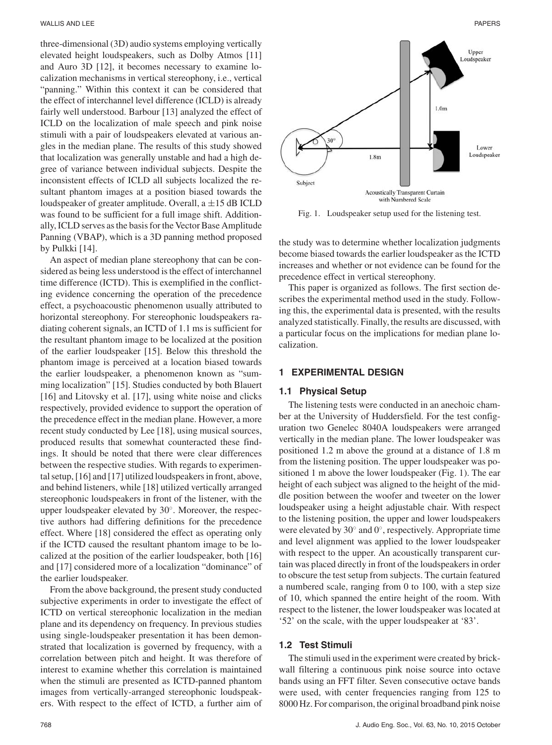three-dimensional (3D) audio systems employing vertically elevated height loudspeakers, such as Dolby Atmos [11] and Auro 3D [12], it becomes necessary to examine localization mechanisms in vertical stereophony, i.e., vertical "panning." Within this context it can be considered that the effect of interchannel level difference (ICLD) is already fairly well understood. Barbour [13] analyzed the effect of ICLD on the localization of male speech and pink noise stimuli with a pair of loudspeakers elevated at various angles in the median plane. The results of this study showed that localization was generally unstable and had a high degree of variance between individual subjects. Despite the inconsistent effects of ICLD all subjects localized the resultant phantom images at a position biased towards the loudspeaker of greater amplitude. Overall, a ±15 dB ICLD was found to be sufficient for a full image shift. Additionally, ICLD serves as the basis for the Vector Base Amplitude Panning (VBAP), which is a 3D panning method proposed by Pulkki [14].

An aspect of median plane stereophony that can be considered as being less understood is the effect of interchannel time difference (ICTD). This is exemplified in the conflicting evidence concerning the operation of the precedence effect, a psychoacoustic phenomenon usually attributed to horizontal stereophony. For stereophonic loudspeakers radiating coherent signals, an ICTD of 1.1 ms is sufficient for the resultant phantom image to be localized at the position of the earlier loudspeaker [15]. Below this threshold the phantom image is perceived at a location biased towards the earlier loudspeaker, a phenomenon known as "summing localization" [15]. Studies conducted by both Blauert [16] and Litovsky et al. [17], using white noise and clicks respectively, provided evidence to support the operation of the precedence effect in the median plane. However, a more recent study conducted by Lee [18], using musical sources, produced results that somewhat counteracted these findings. It should be noted that there were clear differences between the respective studies. With regards to experimental setup, [16] and [17] utilized loudspeakers in front, above, and behind listeners, while [18] utilized vertically arranged stereophonic loudspeakers in front of the listener, with the upper loudspeaker elevated by 30°. Moreover, the respective authors had differing definitions for the precedence effect. Where [18] considered the effect as operating only if the ICTD caused the resultant phantom image to be localized at the position of the earlier loudspeaker, both [16] and [17] considered more of a localization "dominance" of the earlier loudspeaker.

From the above background, the present study conducted subjective experiments in order to investigate the effect of ICTD on vertical stereophonic localization in the median plane and its dependency on frequency. In previous studies using single-loudspeaker presentation it has been demonstrated that localization is governed by frequency, with a correlation between pitch and height. It was therefore of interest to examine whether this correlation is maintained when the stimuli are presented as ICTD-panned phantom images from vertically-arranged stereophonic loudspeakers. With respect to the effect of ICTD, a further aim of the study was to determine whether localization judgments become biased towards the earlier loudspeaker as the ICTD increases and whether or not evidence can be found for the precedence effect in vertical stereophony.

This paper is organized as follows. The first section describes the experimental method used in the study. Following this, the experimental data is presented, with the results analyzed statistically. Finally, the results are discussed, with a particular focus on the implications for median plane localization.

Fig. 1. Loudspeaker setup used for the listening test.

## 1 EXPERIMENTAL DESIGN

### 1.1 Physical Setup

The listening tests were conducted in an anechoic chamber at the University of Huddersfield. For the test configuration two Genelec 8040A loudspeakers were arranged vertically in the median plane. The lower loudspeaker was positioned 1.2 m above the ground at a distance of 1.8 m from the listening position. The upper loudspeaker was positioned 1 m above the lower loudspeaker (Fig. 1). The ear height of each subject was aligned to the height of the middle position between the woofer and tweeter on the lower loudspeaker using a height adjustable chair. With respect to the listening position, the upper and lower loudspeakers were elevated by 30° and 0°, respectively. Appropriate time and level alignment was applied to the lower loudspeaker with respect to the upper. An acoustically transparent curtain was placed directly in front of the loudspeakers in order to obscure the test setup from subjects. The curtain featured a numbered scale, ranging from 0 to 100, with a step size of 10, which spanned the entire height of the room. With respect to the listener, the lower loudspeaker was located at '52' on the scale, with the upper loudspeaker at '83'.

### 1.2 Test Stimuli

The stimuli used in the experiment were created by brickwall filtering a continuous pink noise source into octave bands using an FFT filter. Seven consecutive octave bands were used, with center frequencies ranging from 125 to 8000 Hz. For comparison, the original broadband pink noise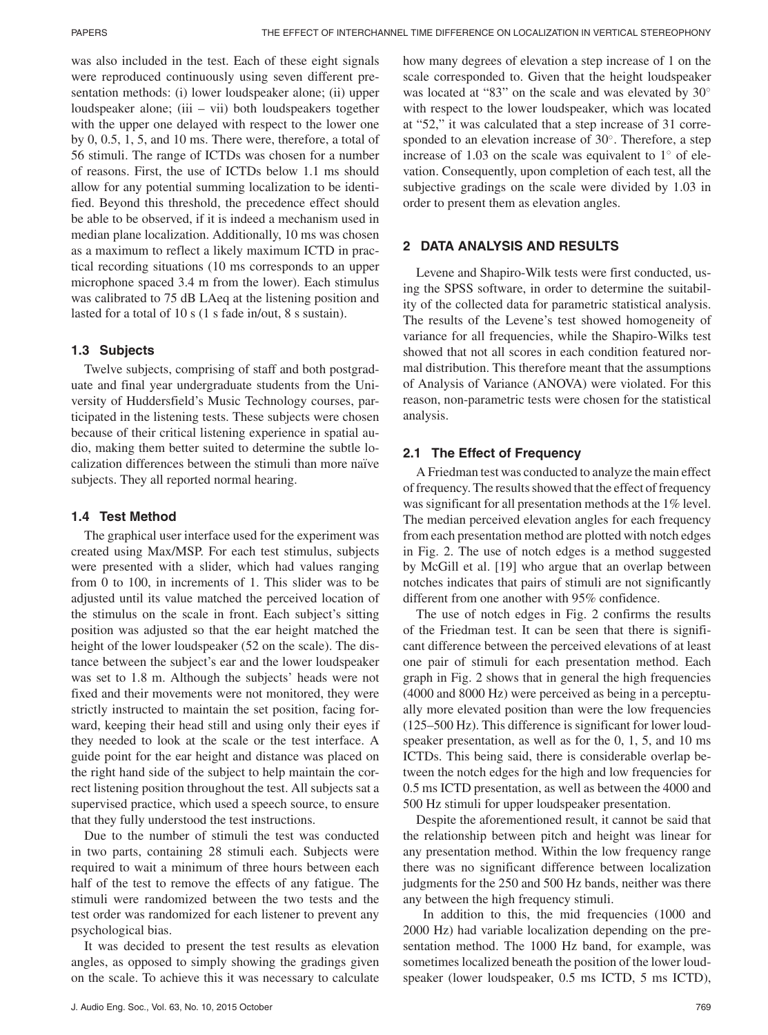was also included in the test. Each of these eight signals were reproduced continuously using seven different presentation methods: (i) lower loudspeaker alone; (ii) upper loudspeaker alone; (iii – vii) both loudspeakers together with the upper one delayed with respect to the lower one by 0, 0.5, 1, 5, and 10 ms. There were, therefore, a total of 56 stimuli. The range of ICTDs was chosen for a number of reasons. First, the use of ICTDs below 1.1 ms should allow for any potential summing localization to be identified. Beyond this threshold, the precedence effect should be able to be observed, if it is indeed a mechanism used in median plane localization. Additionally, 10 ms was chosen as a maximum to reflect a likely maximum ICTD in practical recording situations (10 ms corresponds to an upper microphone spaced 3.4 m from the lower). Each stimulus was calibrated to 75 dB LAeq at the listening position and lasted for a total of 10 s (1 s fade in/out, 8 s sustain).

### 1.3 Subjects

Twelve subjects, comprising of staff and both postgraduate and final year undergraduate students from the University of Huddersfield's Music Technology courses, participated in the listening tests. These subjects were chosen because of their critical listening experience in spatial audio, making them better suited to determine the subtle localization differences between the stimuli than more naïve subjects. They all reported normal hearing.

### 1.4 Test Method

The graphical user interface used for the experiment was created using Max/MSP. For each test stimulus, subjects were presented with a slider, which had values ranging from 0 to 100, in increments of 1. This slider was to be adjusted until its value matched the perceived location of the stimulus on the scale in front. Each subject's sitting position was adjusted so that the ear height matched the height of the lower loudspeaker (52 on the scale). The distance between the subject's ear and the lower loudspeaker was set to 1.8 m. Although the subjects' heads were not fixed and their movements were not monitored, they were strictly instructed to maintain the set position, facing forward, keeping their head still and using only their eyes if they needed to look at the scale or the test interface. A guide point for the ear height and distance was placed on the right hand side of the subject to help maintain the correct listening position throughout the test. All subjects sat a supervised practice, which used a speech source, to ensure that they fully understood the test instructions.

Due to the number of stimuli the test was conducted in two parts, containing 28 stimuli each. Subjects were required to wait a minimum of three hours between each half of the test to remove the effects of any fatigue. The stimuli were randomized between the two tests and the test order was randomized for each listener to prevent any psychological bias.

It was decided to present the test results as elevation angles, as opposed to simply showing the gradings given on the scale. To achieve this it was necessary to calculate how many degrees of elevation a step increase of 1 on the scale corresponded to. Given that the height loudspeaker was located at "83" on the scale and was elevated by 30° with respect to the lower loudspeaker, which was located at "52," it was calculated that a step increase of 31 corresponded to an elevation increase of 30°. Therefore, a step increase of 1.03 on the scale was equivalent to 1° of elevation. Consequently, upon completion of each test, all the subjective gradings on the scale were divided by 1.03 in order to present them as elevation angles.

## 2 DATA ANALYSIS AND RESULTS

Levene and Shapiro-Wilk tests were first conducted, using the SPSS software, in order to determine the suitability of the collected data for parametric statistical analysis. The results of the Levene's test showed homogeneity of variance for all frequencies, while the Shapiro-Wilks test showed that not all scores in each condition featured normal distribution. This therefore meant that the assumptions of Analysis of Variance (ANOVA) were violated. For this reason, non-parametric tests were chosen for the statistical analysis.

### 2.1 The Effect of Frequency

A Friedman test was conducted to analyze the main effect of frequency. The results showed that the effect of frequency was significant for all presentation methods at the 1% level. The median perceived elevation angles for each frequency from each presentation method are plotted with notch edges in Fig. 2. The use of notch edges is a method suggested by McGill et al. [19] who argue that an overlap between notches indicates that pairs of stimuli are not significantly different from one another with 95% confidence.

The use of notch edges in Fig. 2 confirms the results of the Friedman test. It can be seen that there is significant difference between the perceived elevations of at least one pair of stimuli for each presentation method. Each graph in Fig. 2 shows that in general the high frequencies (4000 and 8000 Hz) were perceived as being in a perceptually more elevated position than were the low frequencies (125–500 Hz). This difference is significant for lower loudspeaker presentation, as well as for the 0, 1, 5, and 10 ms ICTDs. This being said, there is considerable overlap between the notch edges for the high and low frequencies for 0.5 ms ICTD presentation, as well as between the 4000 and 500 Hz stimuli for upper loudspeaker presentation.

Despite the aforementioned result, it cannot be said that the relationship between pitch and height was linear for any presentation method. Within the low frequency range there was no significant difference between localization judgments for the 250 and 500 Hz bands, neither was there any between the high frequency stimuli.

In addition to this, the mid frequencies (1000 and 2000 Hz) had variable localization depending on the presentation method. The 1000 Hz band, for example, was sometimes localized beneath the position of the lower loudspeaker (lower loudspeaker, 0.5 ms ICTD, 5 ms ICTD),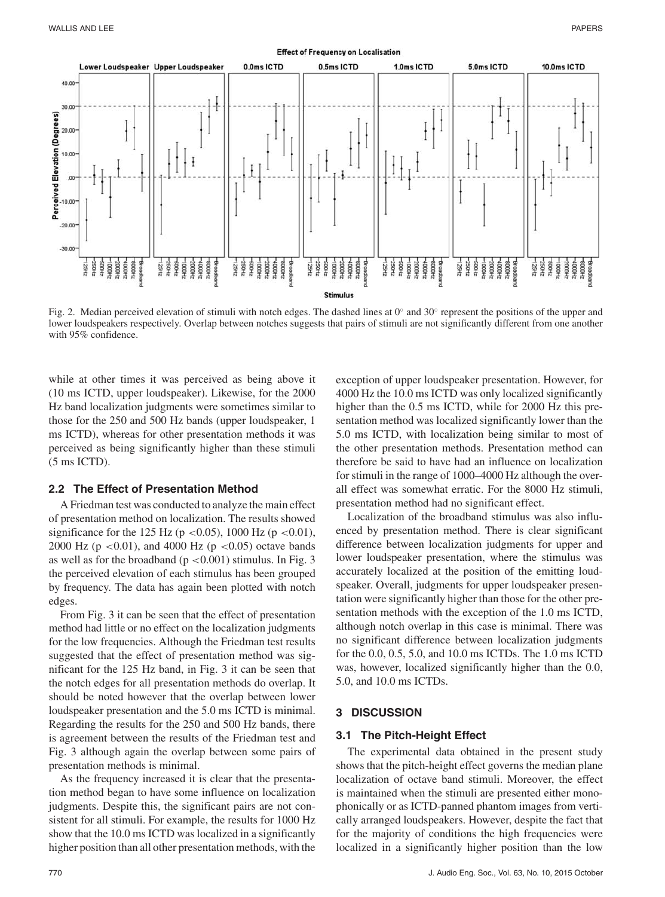Fig. 2. Median perceived elevation of stimuli with notch edges. The dashed lines at 0° and 30° represent the positions of the upper and lower loudspeakers respectively. Overlap between notches suggests that pairs of stimuli are not significantly different from one another with 95% confidence.

while at other times it was perceived as being above it (10 ms ICTD, upper loudspeaker). Likewise, for the 2000 Hz band localization judgments were sometimes similar to those for the 250 and 500 Hz bands (upper loudspeaker, 1 ms ICTD), whereas for other presentation methods it was perceived as being significantly higher than these stimuli (5 ms ICTD).

### 2.2 The Effect of Presentation Method

A Friedman test was conducted to analyze the main effect of presentation method on localization. The results showed significance for the 125 Hz ($p < 0.05$), 1000 Hz ($p < 0.01$), 2000 Hz ($p < 0.01$), and 4000 Hz ($p < 0.05$) octave bands as well as for the broadband ($p < 0.001$) stimulus. In Fig. 3 the perceived elevation of each stimulus has been grouped by frequency. The data has again been plotted with notch edges.

From Fig. 3 it can be seen that the effect of presentation method had little or no effect on the localization judgments for the low frequencies. Although the Friedman test results suggested that the effect of presentation method was significant for the 125 Hz band, in Fig. 3 it can be seen that the notch edges for all presentation methods do overlap. It should be noted however that the overlap between lower loudspeaker presentation and the 5.0 ms ICTD is minimal. Regarding the results for the 250 and 500 Hz bands, there is agreement between the results of the Friedman test and Fig. 3 although again the overlap between some pairs of presentation methods is minimal.

As the frequency increased it is clear that the presentation method began to have some influence on localization judgments. Despite this, the significant pairs are not consistent for all stimuli. For example, the results for 1000 Hz show that the 10.0 ms ICTD was localized in a significantly higher position than all other presentation methods, with the exception of upper loudspeaker presentation. However, for 4000 Hz the 10.0 ms ICTD was only localized significantly higher than the 0.5 ms ICTD, while for 2000 Hz this presentation method was localized significantly lower than the 5.0 ms ICTD, with localization being similar to most of the other presentation methods. Presentation method can therefore be said to have had an influence on localization for stimuli in the range of 1000–4000 Hz although the overall effect was somewhat erratic. For the 8000 Hz stimuli, presentation method had no significant effect.

Localization of the broadband stimulus was also influenced by presentation method. There is clear significant difference between localization judgments for upper and lower loudspeaker presentation, where the stimulus was accurately localized at the position of the emitting loudspeaker. Overall, judgments for upper loudspeaker presentation were significantly higher than those for the other presentation methods with the exception of the 1.0 ms ICTD, although notch overlap in this case is minimal. There was no significant difference between localization judgments for the 0.0, 0.5, 5.0, and 10.0 ms ICTDs. The 1.0 ms ICTD was, however, localized significantly higher than the 0.0, 5.0, and 10.0 ms ICTDs.

## 3 DISCUSSION

### 3.1 The Pitch-Height Effect

The experimental data obtained in the present study shows that the pitch-height effect governs the median plane localization of octave band stimuli. Moreover, the effect is maintained when the stimuli are presented either monophonically or as ICTD-panned phantom images from vertically arranged loudspeakers. However, despite the fact that for the majority of conditions the high frequencies were localized in a significantly higher position than the low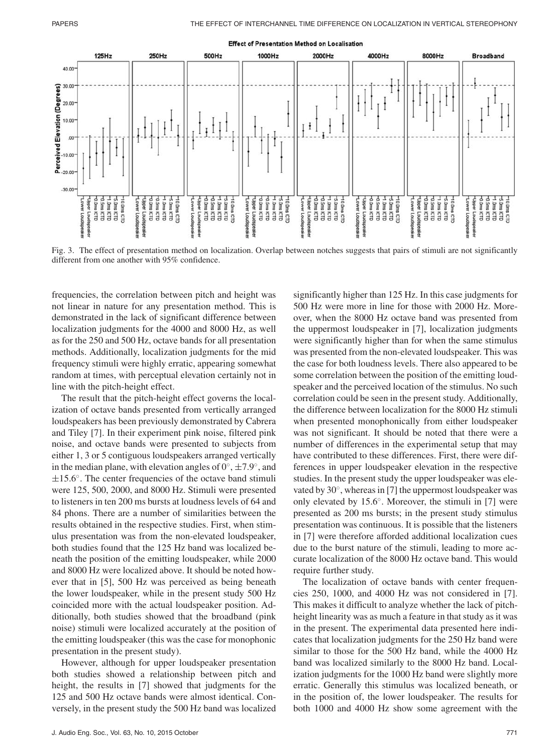Fig. 3. The effect of presentation method on localization. Overlap between notches suggests that pairs of stimuli are not significantly different from one another with 95% confidence.

frequencies, the correlation between pitch and height was not linear in nature for any presentation method. This is demonstrated in the lack of significant difference between localization judgments for the 4000 and 8000 Hz, as well as for the 250 and 500 Hz, octave bands for all presentation methods. Additionally, localization judgments for the mid frequency stimuli were highly erratic, appearing somewhat random at times, with perceptual elevation certainly not in line with the pitch-height effect.

The result that the pitch-height effect governs the localization of octave bands presented from vertically arranged loudspeakers has been previously demonstrated by Cabrera and Tiley [7]. In their experiment pink noise, filtered pink noise, and octave bands were presented to subjects from either 1, 3 or 5 contiguous loudspeakers arranged vertically in the median plane, with elevation angles of 0°, ±7.9°, and ±15.6°. The center frequencies of the octave band stimuli were 125, 500, 2000, and 8000 Hz. Stimuli were presented to listeners in ten 200 ms bursts at loudness levels of 64 and 84 phons. There are a number of similarities between the results obtained in the respective studies. First, when stimulus presentation was from the non-elevated loudspeaker, both studies found that the 125 Hz band was localized beneath the position of the emitting loudspeaker, while 2000 and 8000 Hz were localized above. It should be noted however that in [5], 500 Hz was perceived as being beneath the lower loudspeaker, while in the present study 500 Hz coincided more with the actual loudspeaker position. Additionally, both studies showed that the broadband (pink noise) stimuli were localized accurately at the position of the emitting loudspeaker (this was the case for monophonic presentation in the present study).

However, although for upper loudspeaker presentation both studies showed a relationship between pitch and height, the results in [7] showed that judgments for the 125 and 500 Hz octave bands were almost identical. Conversely, in the present study the 500 Hz band was localized significantly higher than 125 Hz. In this case judgments for 500 Hz were more in line for those with 2000 Hz. Moreover, when the 8000 Hz octave band was presented from the uppermost loudspeaker in [7], localization judgments were significantly higher than for when the same stimulus was presented from the non-elevated loudspeaker. This was the case for both loudness levels. There also appeared to be some correlation between the position of the emitting loudspeaker and the perceived location of the stimulus. No such correlation could be seen in the present study. Additionally, the difference between localization for the 8000 Hz stimuli when presented monophonically from either loudspeaker was not significant. It should be noted that there were a number of differences in the experimental setup that may have contributed to these differences. First, there were differences in upper loudspeaker elevation in the respective studies. In the present study the upper loudspeaker was elevated by 30°, whereas in [7] the uppermost loudspeaker was only elevated by 15.6°. Moreover, the stimuli in [7] were presented as 200 ms bursts; in the present study stimulus presentation was continuous. It is possible that the listeners in [7] were therefore afforded additional localization cues due to the burst nature of the stimuli, leading to more accurate localization of the 8000 Hz octave band. This would require further study.

The localization of octave bands with center frequencies 250, 1000, and 4000 Hz was not considered in [7]. This makes it difficult to analyze whether the lack of pitch-height linearity was as much a feature in that study as it was in the present. The experimental data presented here indicates that localization judgments for the 250 Hz band were similar to those for the 500 Hz band, while the 4000 Hz band was localized similarly to the 8000 Hz band. Localization judgments for the 1000 Hz band were slightly more erratic. Generally this stimulus was localized beneath, or in the position of, the lower loudspeaker. The results for both 1000 and 4000 Hz show some agreement with the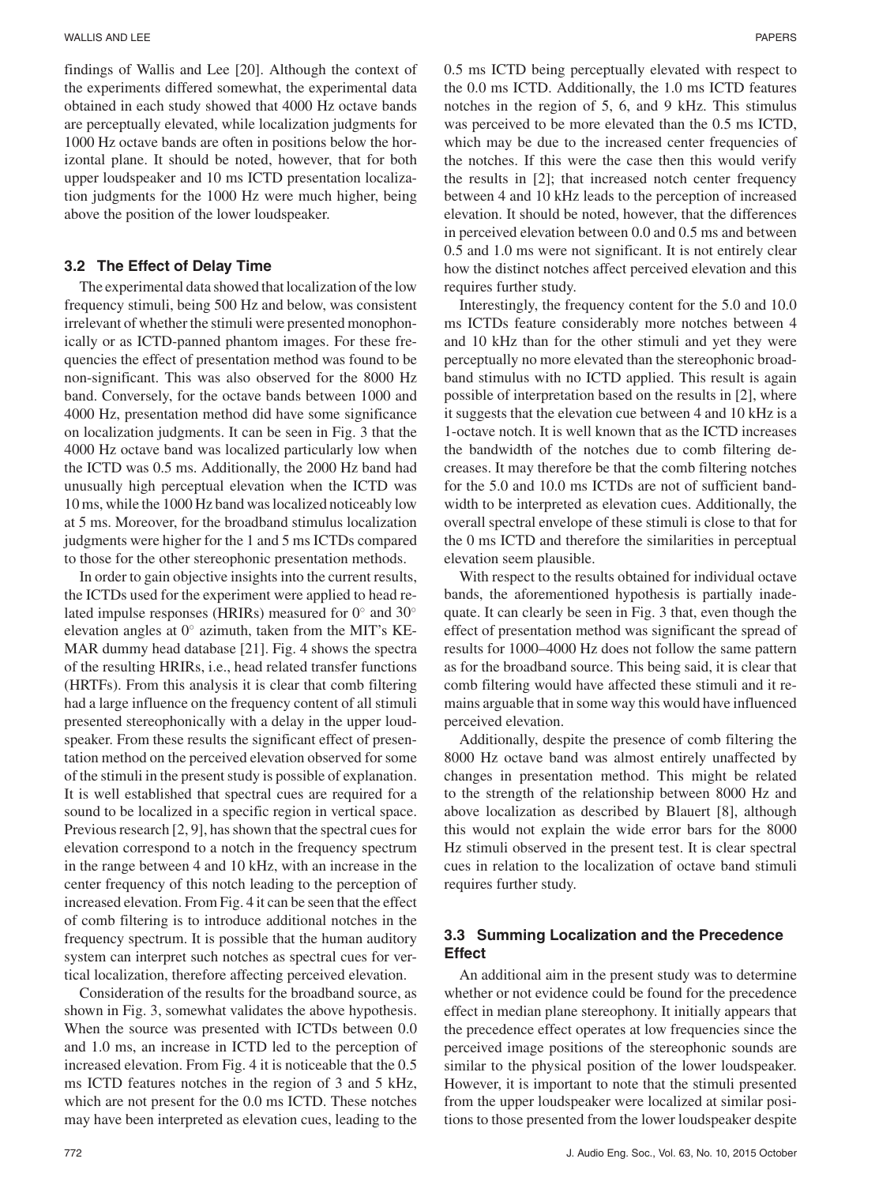findings of Wallis and Lee [20]. Although the context of the experiments differed somewhat, the experimental data obtained in each study showed that 4000 Hz octave bands are perceptually elevated, while localization judgments for 1000 Hz octave bands are often in positions below the horizontal plane. It should be noted, however, that for both upper loudspeaker and 10 ms ICTD presentation localization judgments for the 1000 Hz were much higher, being above the position of the lower loudspeaker.

### 3.2 The Effect of Delay Time

The experimental data showed that localization of the low frequency stimuli, being 500 Hz and below, was consistent irrelevant of whether the stimuli were presented monophonically or as ICTD-panned phantom images. For these frequencies the effect of presentation method was found to be non-significant. This was also observed for the 8000 Hz band. Conversely, for the octave bands between 1000 and 4000 Hz, presentation method did have some significance on localization judgments. It can be seen in Fig. 3 that the 4000 Hz octave band was localized particularly low when the ICTD was 0.5 ms. Additionally, the 2000 Hz band had unusually high perceptual elevation when the ICTD was 10 ms, while the 1000 Hz band was localized noticeably low at 5 ms. Moreover, for the broadband stimulus localization judgments were higher for the 1 and 5 ms ICTDs compared to those for the other stereophonic presentation methods.

In order to gain objective insights into the current results, the ICTDs used for the experiment were applied to head related impulse responses (HRIRs) measured for 0° and 30° elevation angles at 0° azimuth, taken from the MIT's KEMAR dummy head database [21]. Fig. 4 shows the spectra of the resulting HRIRs, i.e., head related transfer functions (HRTFs). From this analysis it is clear that comb filtering had a large influence on the frequency content of all stimuli presented stereophonically with a delay in the upper loudspeaker. From these results the significant effect of presentation method on the perceived elevation observed for some of the stimuli in the present study is possible of explanation. It is well established that spectral cues are required for a sound to be localized in a specific region in vertical space. Previous research [2, 9], has shown that the spectral cues for elevation correspond to a notch in the frequency spectrum in the range between 4 and 10 kHz, with an increase in the center frequency of this notch leading to the perception of increased elevation. From Fig. 4 it can be seen that the effect of comb filtering is to introduce additional notches in the frequency spectrum. It is possible that the human auditory system can interpret such notches as spectral cues for vertical localization, therefore affecting perceived elevation.

Consideration of the results for the broadband source, as shown in Fig. 3, somewhat validates the above hypothesis. When the source was presented with ICTDs between 0.0 and 1.0 ms, an increase in ICTD led to the perception of increased elevation. From Fig. 4 it is noticeable that the 0.5 ms ICTD features notches in the region of 3 and 5 kHz, which are not present for the 0.0 ms ICTD. These notches may have been interpreted as elevation cues, leading to the 0.5 ms ICTD being perceptually elevated with respect to the 0.0 ms ICTD. Additionally, the 1.0 ms ICTD features notches in the region of 5, 6, and 9 kHz. This stimulus was perceived to be more elevated than the 0.5 ms ICTD, which may be due to the increased center frequencies of the notches. If this were the case then this would verify the results in [2]; that increased notch center frequency between 4 and 10 kHz leads to the perception of increased elevation. It should be noted, however, that the differences in perceived elevation between 0.0 and 0.5 ms and between 0.5 and 1.0 ms were not significant. It is not entirely clear how the distinct notches affect perceived elevation and this requires further study.

Interestingly, the frequency content for the 5.0 and 10.0 ms ICTDs feature considerably more notches between 4 and 10 kHz than for the other stimuli and yet they were perceptually no more elevated than the stereophonic broadband stimulus with no ICTD applied. This result is again possible of interpretation based on the results in [2], where it suggests that the elevation cue between 4 and 10 kHz is a 1-octave notch. It is well known that as the ICTD increases the bandwidth of the notches due to comb filtering decreases. It may therefore be that the comb filtering notches for the 5.0 and 10.0 ms ICTDs are not of sufficient bandwidth to be interpreted as elevation cues. Additionally, the overall spectral envelope of these stimuli is close to that for the 0 ms ICTD and therefore the similarities in perceptual elevation seem plausible.

With respect to the results obtained for individual octave bands, the aforementioned hypothesis is partially inadequate. It can clearly be seen in Fig. 3 that, even though the effect of presentation method was significant the spread of results for 1000–4000 Hz does not follow the same pattern as for the broadband source. This being said, it is clear that comb filtering would have affected these stimuli and it remains arguable that in some way this would have influenced perceived elevation.

Additionally, despite the presence of comb filtering the 8000 Hz octave band was almost entirely unaffected by changes in presentation method. This might be related to the strength of the relationship between 8000 Hz and above localization as described by Blauert [8], although this would not explain the wide error bars for the 8000 Hz stimuli observed in the present test. It is clear spectral cues in relation to the localization of octave band stimuli requires further study.

### 3.3 Summing Localization and the Precedence Effect

An additional aim in the present study was to determine whether or not evidence could be found for the precedence effect in median plane stereophony. It initially appears that the precedence effect operates at low frequencies since the perceived image positions of the stereophonic sounds are similar to the physical position of the lower loudspeaker. However, it is important to note that the stimuli presented from the upper loudspeaker were localized at similar positions to those presented from the lower loudspeaker despite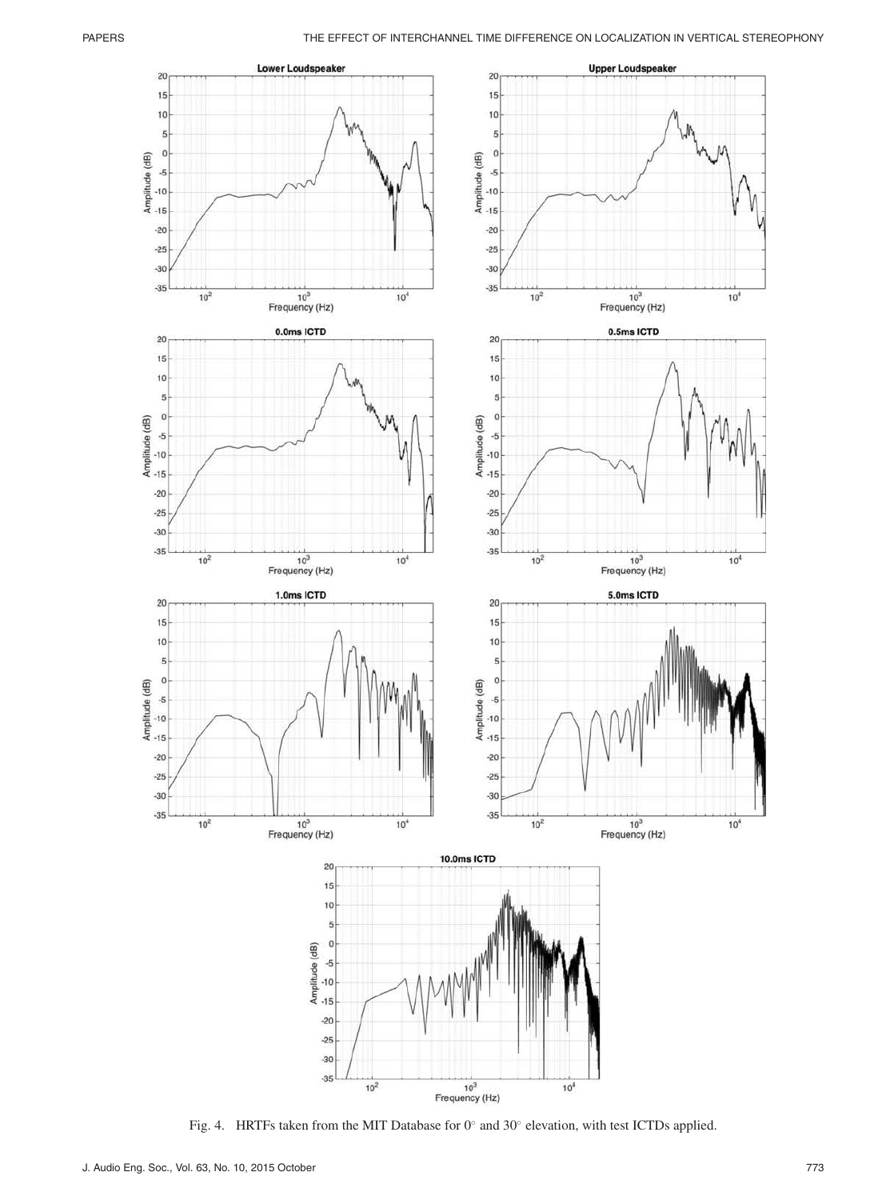Fig. 4. HRTFs taken from the MIT Database for 0° and 30° elevation, with test ICTDs applied.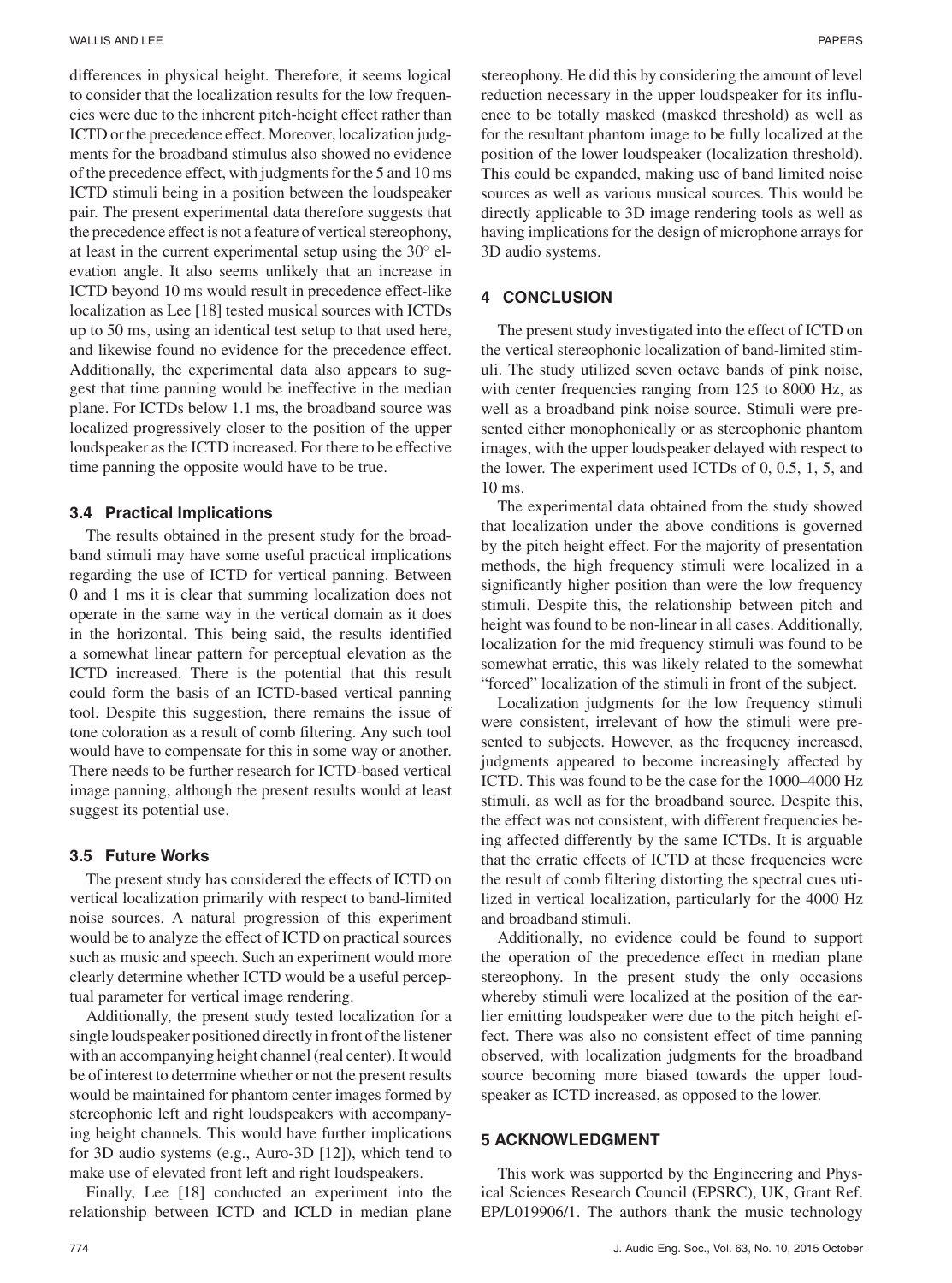differences in physical height. Therefore, it seems logical to consider that the localization results for the low frequencies were due to the inherent pitch-height effect rather than ICTD or the precedence effect. Moreover, localization judgments for the broadband stimulus also showed no evidence of the precedence effect, with judgments for the 5 and 10 ms ICTD stimuli being in a position between the loudspeaker pair. The present experimental data therefore suggests that the precedence effect is not a feature of vertical stereophony, at least in the current experimental setup using the 30° elevation angle. It also seems unlikely that an increase in ICTD beyond 10 ms would result in precedence effect-like localization as Lee [18] tested musical sources with ICTDs up to 50 ms, using an identical test setup to that used here, and likewise found no evidence for the precedence effect. Additionally, the experimental data also appears to suggest that time panning would be ineffective in the median plane. For ICTDs below 1.1 ms, the broadband source was localized progressively closer to the position of the upper loudspeaker as the ICTD increased. For there to be effective time panning the opposite would have to be true.

### 3.4 Practical Implications

The results obtained in the present study for the broadband stimuli may have some useful practical implications regarding the use of ICTD for vertical panning. Between 0 and 1 ms it is clear that summing localization does not operate in the same way in the vertical domain as it does in the horizontal. This being said, the results identified a somewhat linear pattern for perceptual elevation as the ICTD increased. There is the potential that this result could form the basis of an ICTD-based vertical panning tool. Despite this suggestion, there remains the issue of tone coloration as a result of comb filtering. Any such tool would have to compensate for this in some way or another. There needs to be further research for ICTD-based vertical image panning, although the present results would at least suggest its potential use.

### 3.5 Future Works

The present study has considered the effects of ICTD on vertical localization primarily with respect to band-limited noise sources. A natural progression of this experiment would be to analyze the effect of ICTD on practical sources such as music and speech. Such an experiment would more clearly determine whether ICTD would be a useful perceptual parameter for vertical image rendering.

Additionally, the present study tested localization for a single loudspeaker positioned directly in front of the listener with an accompanying height channel (real center). It would be of interest to determine whether or not the present results would be maintained for phantom center images formed by stereophonic left and right loudspeakers with accompanying height channels. This would have further implications for 3D audio systems (e.g., Auro-3D [12]), which tend to make use of elevated front left and right loudspeakers.

Finally, Lee [18] conducted an experiment into the relationship between ICTD and ICLD in median plane stereophony. He did this by considering the amount of level reduction necessary in the upper loudspeaker for its influence to be totally masked (masked threshold) as well as for the resultant phantom image to be fully localized at the position of the lower loudspeaker (localization threshold). This could be expanded, making use of band limited noise sources as well as various musical sources. This would be directly applicable to 3D image rendering tools as well as having implications for the design of microphone arrays for 3D audio systems.

## 4 CONCLUSION

The present study investigated into the effect of ICTD on the vertical stereophonic localization of band-limited stimuli. The study utilized seven octave bands of pink noise, with center frequencies ranging from 125 to 8000 Hz, as well as a broadband pink noise source. Stimuli were presented either monophonically or as stereophonic phantom images, with the upper loudspeaker delayed with respect to the lower. The experiment used ICTDs of 0, 0.5, 1, 5, and 10 ms.

The experimental data obtained from the study showed that localization under the above conditions is governed by the pitch height effect. For the majority of presentation methods, the high frequency stimuli were localized in a significantly higher position than were the low frequency stimuli. Despite this, the relationship between pitch and height was found to be non-linear in all cases. Additionally, localization for the mid frequency stimuli was found to be somewhat erratic, this was likely related to the somewhat "forced" localization of the stimuli in front of the subject.

Localization judgments for the low frequency stimuli were consistent, irrelevant of how the stimuli were presented to subjects. However, as the frequency increased, judgments appeared to become increasingly affected by ICTD. This was found to be the case for the 1000–4000 Hz stimuli, as well as for the broadband source. Despite this, the effect was not consistent, with different frequencies being affected differently by the same ICTDs. It is arguable that the erratic effects of ICTD at these frequencies were the result of comb filtering distorting the spectral cues utilized in vertical localization, particularly for the 4000 Hz and broadband stimuli.

Additionally, no evidence could be found to support the operation of the precedence effect in median plane stereophony. In the present study the only occasions whereby stimuli were localized at the position of the earlier emitting loudspeaker were due to the pitch height effect. There was also no consistent effect of time panning observed, with localization judgments for the broadband source becoming more biased towards the upper loudspeaker as ICTD increased, as opposed to the lower.

## 5 ACKNOWLEDGMENT

This work was supported by the Engineering and Physical Sciences Research Council (EPSRC), UK, Grant Ref. EP/L019906/1. The authors thank the music technology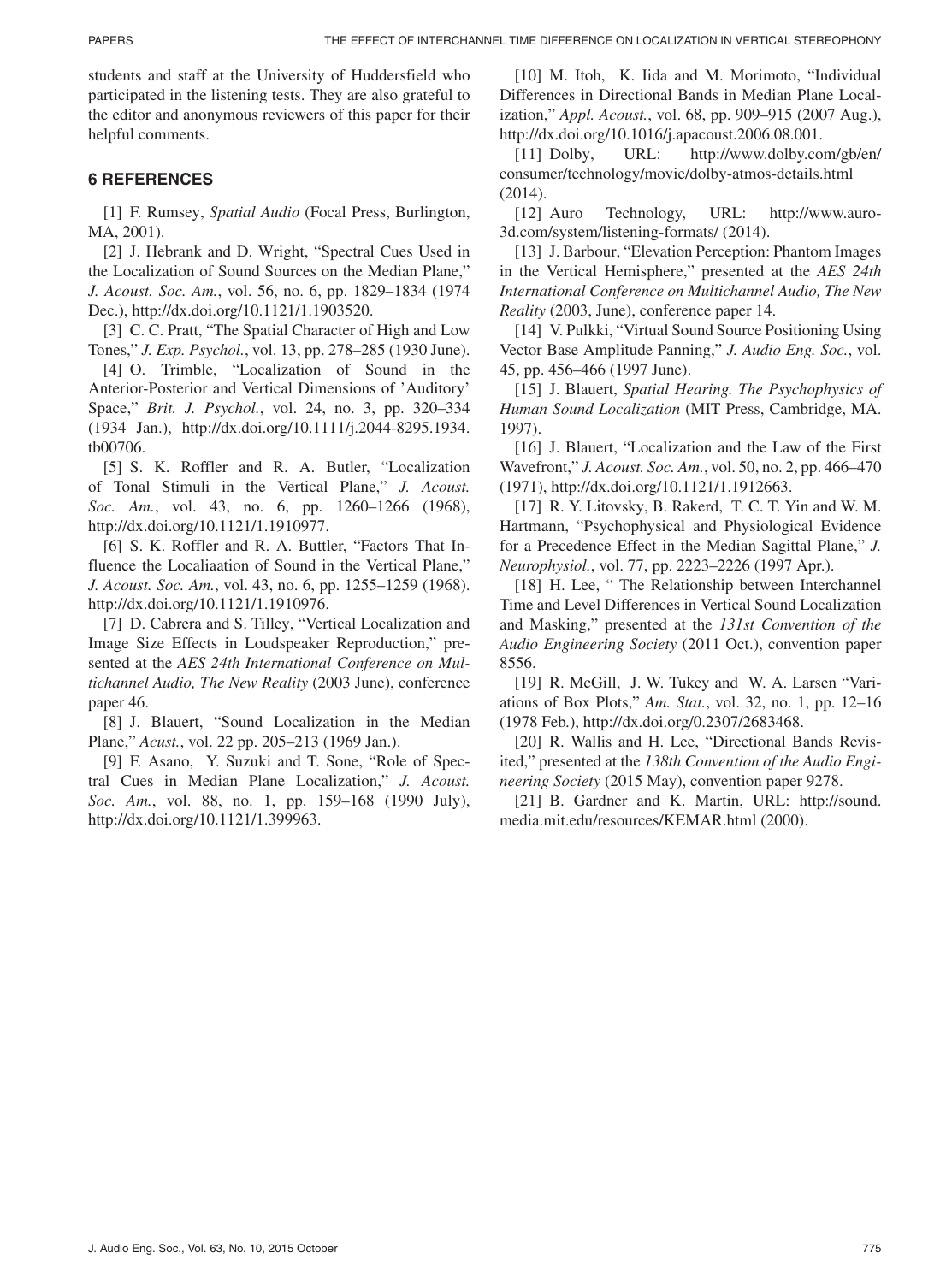students and staff at the University of Huddersfield who participated in the listening tests. They are also grateful to the editor and anonymous reviewers of this paper for their helpful comments.

## 6 REFERENCES

[1] F. Rumsey, *Spatial Audio* (Focal Press, Burlington, MA, 2001).

[2] J. Hebrank and D. Wright, "Spectral Cues Used in the Localization of Sound Sources on the Median Plane," *J. Acoust. Soc. Am.*, vol. 56, no. 6, pp. 1829–1834 (1974 Dec.), http://dx.doi.org/10.1121/1.1903520.

[3] C. C. Pratt, "The Spatial Character of High and Low Tones," *J. Exp. Psychol.*, vol. 13, pp. 278–285 (1930 June).

[4] O. Trimble, "Localization of Sound in the Anterior-Posterior and Vertical Dimensions of 'Auditory' Space," *Brit. J. Psychol.*, vol. 24, no. 3, pp. 320–334 (1934 Jan.), http://dx.doi.org/10.1111/j.2044-8295.1934.tb00706.

[5] S. K. Roffler and R. A. Butler, "Localization of Tonal Stimuli in the Vertical Plane," *J. Acoust. Soc. Am.*, vol. 43, no. 6, pp. 1260–1266 (1968), http://dx.doi.org/10.1121/1.1910977.

[6] S. K. Roffler and R. A. Buttler, "Factors That Influence the Localiaation of Sound in the Vertical Plane," *J. Acoust. Soc. Am.*, vol. 43, no. 6, pp. 1255–1259 (1968). http://dx.doi.org/10.1121/1.1910976.

[7] D. Cabrera and S. Tilley, "Vertical Localization and Image Size Effects in Loudspeaker Reproduction," presented at the *AES 24th International Conference on Multichannel Audio, The New Reality* (2003 June), conference paper 46.

[8] J. Blauert, "Sound Localization in the Median Plane," *Acust.*, vol. 22 pp. 205–213 (1969 Jan.).

[9] F. Asano, Y. Suzuki and T. Sone, "Role of Spectral Cues in Median Plane Localization," *J. Acoust. Soc. Am.*, vol. 88, no. 1, pp. 159–168 (1990 July), http://dx.doi.org/10.1121/1.399963.

[10] M. Itoh, K. Iida and M. Morimoto, "Individual Differences in Directional Bands in Median Plane Localization," *Appl. Acoust.*, vol. 68, pp. 909–915 (2007 Aug.), http://dx.doi.org/10.1016/j.apacoust.2006.08.001.

[11] Dolby, URL: http://www.dolby.com/gb/en/consumer/technology/movie/dolby-atmos-details.html (2014).

[12] Auro Technology, URL: http://www.auro-3d.com/system/listening-formats/ (2014).

[13] J. Barbour, "Elevation Perception: Phantom Images in the Vertical Hemisphere," presented at the *AES 24th International Conference on Multichannel Audio, The New Reality* (2003, June), conference paper 14.

[14] V. Pulkki, "Virtual Sound Source Positioning Using Vector Base Amplitude Panning," *J. Audio Eng. Soc.*, vol. 45, pp. 456–466 (1997 June).

[15] J. Blauert, *Spatial Hearing. The Psychophysics of Human Sound Localization* (MIT Press, Cambridge, MA. 1997).

[16] J. Blauert, "Localization and the Law of the First Wavefront," *J. Acoust. Soc. Am.*, vol. 50, no. 2, pp. 466–470 (1971), http://dx.doi.org/10.1121/1.1912663.

[17] R. Y. Litovsky, B. Rakerd, T. C. T. Yin and W. M. Hartmann, "Psychophysical and Physiological Evidence for a Precedence Effect in the Median Sagittal Plane," *J. Neurophysiol.*, vol. 77, pp. 2223–2226 (1997 Apr.).

[18] H. Lee, " The Relationship between Interchannel Time and Level Differences in Vertical Sound Localization and Masking," presented at the *131st Convention of the Audio Engineering Society* (2011 Oct.), convention paper 8556.

[19] R. McGill, J. W. Tukey and W. A. Larsen "Variations of Box Plots," *Am. Stat.*, vol. 32, no. 1, pp. 12–16 (1978 Feb.), http://dx.doi.org/0.2307/2683468.

[20] R. Wallis and H. Lee, "Directional Bands Revisited," presented at the *138th Convention of the Audio Engineering Society* (2015 May), convention paper 9278.

[21] B. Gardner and K. Martin, URL: http://sound.media.mit.edu/resources/KEMAR.html (2000).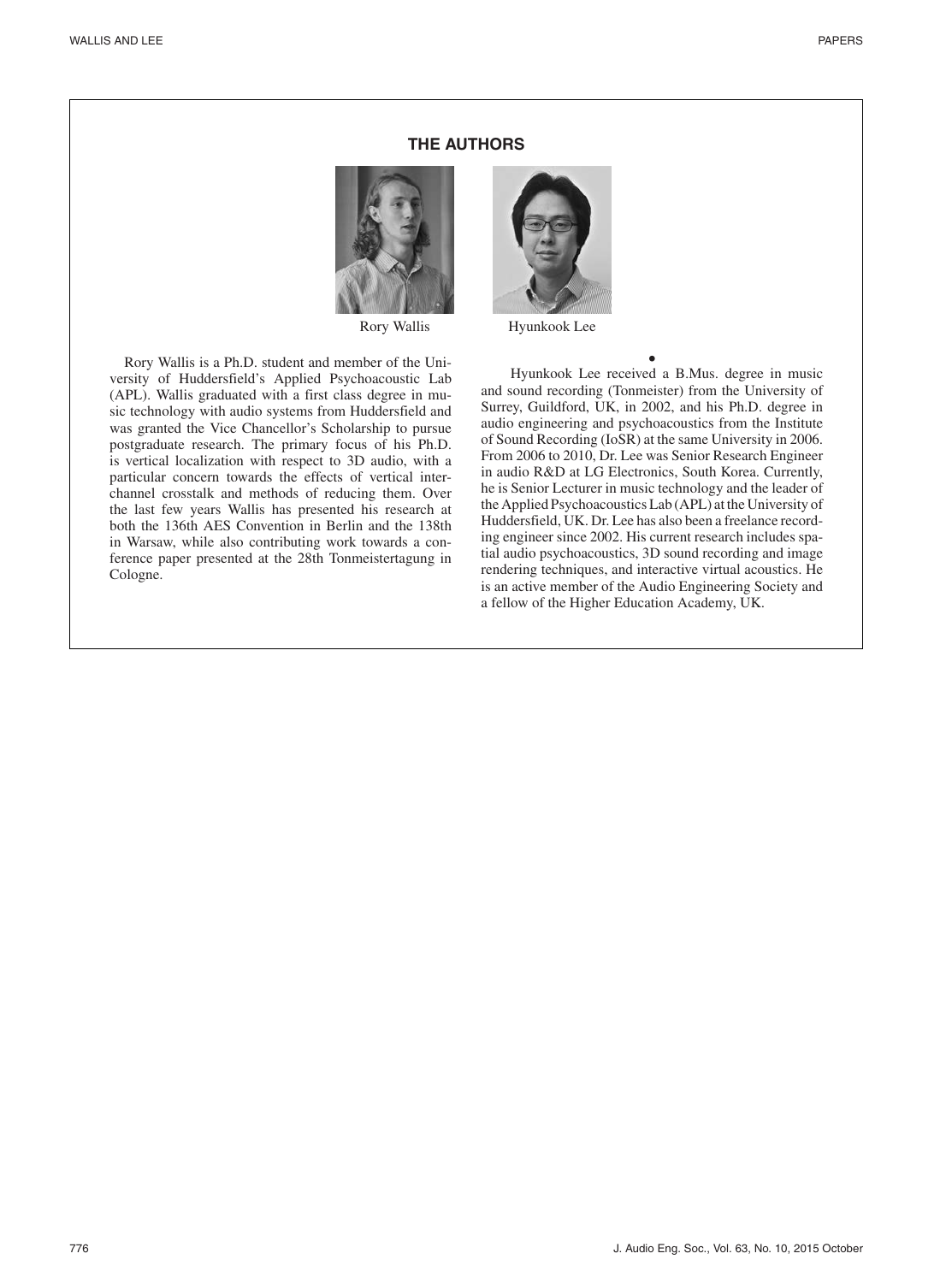## THE AUTHORS

Rory Wallis

Hyunkook Lee

Rory Wallis is a Ph.D. student and member of the University of Huddersfield's Applied Psychoacoustic Lab (APL). Wallis graduated with a first class degree in music technology with audio systems from Huddersfield and was granted the Vice Chancellor's Scholarship to pursue postgraduate research. The primary focus of his Ph.D. is vertical localization with respect to 3D audio, with a particular concern towards the effects of vertical interchannel crosstalk and methods of reducing them. Over the last few years Wallis has presented his research at both the 136th AES Convention in Berlin and the 138th in Warsaw, while also contributing work towards a conference paper presented at the 28th Tonmeistertagung in Cologne.

•

Hyunkook Lee received a B.Mus. degree in music and sound recording (Tonmeister) from the University of Surrey, Guildford, UK, in 2002, and his Ph.D. degree in audio engineering and psychoacoustics from the Institute of Sound Recording (IoSR) at the same University in 2006. From 2006 to 2010, Dr. Lee was Senior Research Engineer in audio R&D at LG Electronics, South Korea. Currently, he is Senior Lecturer in music technology and the leader of the Applied Psychoacoustics Lab (APL) at the University of Huddersfield, UK. Dr. Lee has also been a freelance recording engineer since 2002. His current research includes spatial audio psychoacoustics, 3D sound recording and image rendering techniques, and interactive virtual acoustics. He is an active member of the Audio Engineering Society and a fellow of the Higher Education Academy, UK.